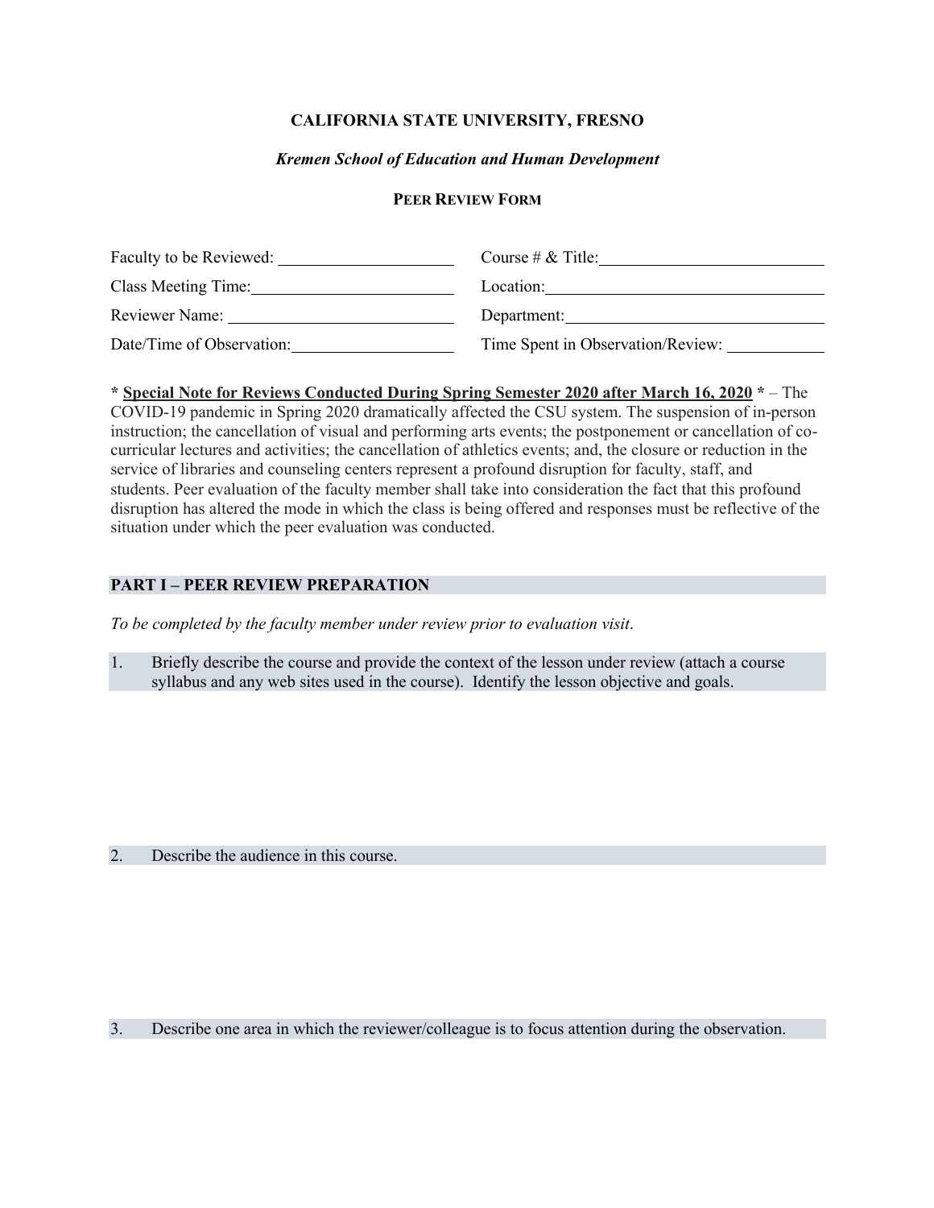# CALIFORNIA STATE UNIVERSITY, FRESNO

***Kremen School of Education and Human Development***

## PEER REVIEW FORM

| | |
|---|---|
| Faculty to be Reviewed: | Course # & Title: |
| Class Meeting Time: | Location: |
| Reviewer Name: | Department: |
| Date/Time of Observation: | Time Spent in Observation/Review: |

**\* Special Note for Reviews Conducted During Spring Semester 2020 after March 16, 2020 \*** – The COVID-19 pandemic in Spring 2020 dramatically affected the CSU system. The suspension of in-person instruction; the cancellation of visual and performing arts events; the postponement or cancellation of co-curricular lectures and activities; the cancellation of athletics events; and, the closure or reduction in the service of libraries and counseling centers represent a profound disruption for faculty, staff, and students. Peer evaluation of the faculty member shall take into consideration the fact that this profound disruption has altered the mode in which the class is being offered and responses must be reflective of the situation under which the peer evaluation was conducted.

## PART I – PEER REVIEW PREPARATION

*To be completed by the faculty member under review prior to evaluation visit.*

1. Briefly describe the course and provide the context of the lesson under review (attach a course syllabus and any web sites used in the course). Identify the lesson objective and goals.

2. Describe the audience in this course.

3. Describe one area in which the reviewer/colleague is to focus attention during the observation.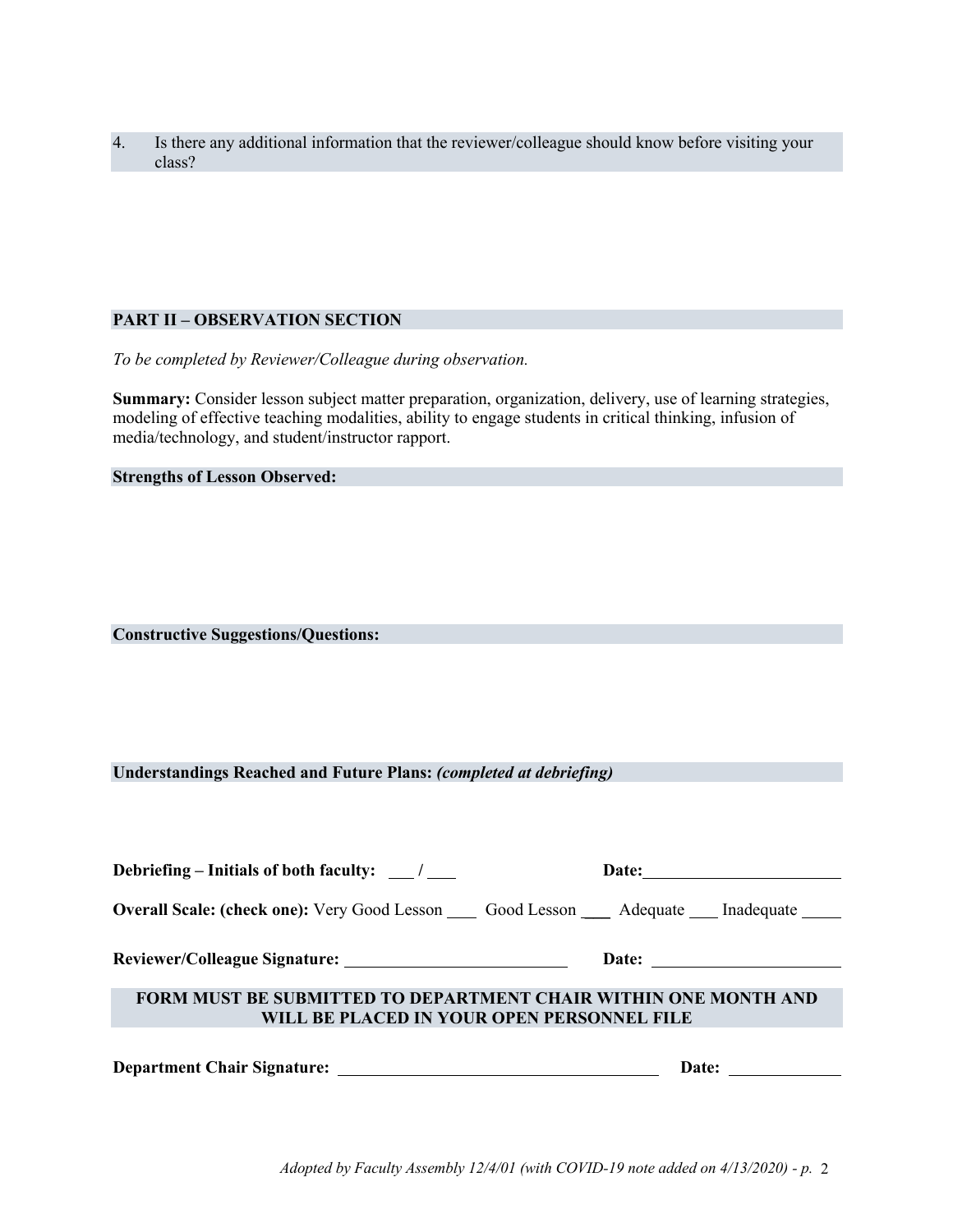4. Is there any additional information that the reviewer/colleague should know before visiting your class?

## PART II – OBSERVATION SECTION

*To be completed by Reviewer/Colleague during observation.*

**Summary:** Consider lesson subject matter preparation, organization, delivery, use of learning strategies, modeling of effective teaching modalities, ability to engage students in critical thinking, infusion of media/technology, and student/instructor rapport.

**Strengths of Lesson Observed:**

**Constructive Suggestions/Questions:**

**Understandings Reached and Future Plans:** ***(completed at debriefing)***

**Debriefing – Initials of both faculty:** ___ / ___ **Date:** ____________________

**Overall Scale: (check one):** Very Good Lesson ___ Good Lesson ___ Adequate ___ Inadequate ___

**Reviewer/Colleague Signature:** ______________________ **Date:** ____________________

**FORM MUST BE SUBMITTED TO DEPARTMENT CHAIR WITHIN ONE MONTH AND WILL BE PLACED IN YOUR OPEN PERSONNEL FILE**

**Department Chair Signature:** ________________________________ **Date:** ____________

*Adopted by Faculty Assembly 12/4/01 (with COVID-19 note added on 4/13/2020)*